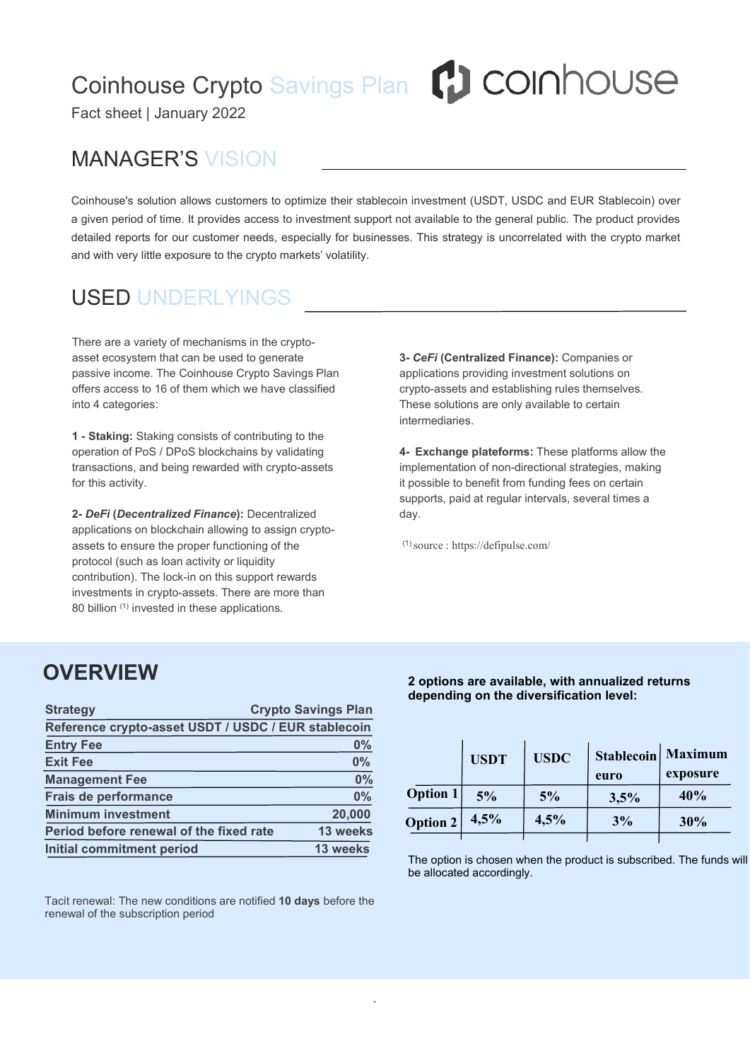# Coinhouse Crypto Savings Plan

Fact sheet | January 2022

## MANAGER'S VISION

Coinhouse's solution allows customers to optimize their stablecoin investment (USDT, USDC and EUR Stablecoin) over a given period of time. It provides access to investment support not available to the general public. The product provides detailed reports for our customer needs, especially for businesses. This strategy is uncorrelated with the crypto market and with very little exposure to the crypto markets' volatility.

## USED UNDERLYINGS

There are a variety of mechanisms in the crypto-asset ecosystem that can be used to generate passive income. The Coinhouse Crypto Savings Plan offers access to 16 of them which we have classified into 4 categories:

**1 - Staking:** Staking consists of contributing to the operation of PoS / DPoS blockchains by validating transactions, and being rewarded with crypto-assets for this activity.

**2- *DeFi* (*Decentralized Finance*):** Decentralized applications on blockchain allowing to assign crypto-assets to ensure the proper functioning of the protocol (such as loan activity or liquidity contribution). The lock-in on this support rewards investments in crypto-assets. There are more than 80 billion [1] invested in these applications.

**3- *CeFi* (Centralized Finance):** Companies or applications providing investment solutions on crypto-assets and establishing rules themselves. These solutions are only available to certain intermediaries.

**4- Exchange plateforms:** These platforms allow the implementation of non-directional strategies, making it possible to benefit from funding fees on certain supports, paid at regular intervals, several times a day.

[1] source : https://defipulse.com/

## OVERVIEW

| Strategy | Crypto Savings Plan |
|---|---|
| Reference crypto-asset | USDT / USDC / EUR stablecoin |
| Entry Fee | 0% |
| Exit Fee | 0% |
| Management Fee | 0% |
| Frais de performance | 0% |
| Minimum investment | 20,000 |
| Period before renewal of the fixed rate | 13 weeks |
| Initial commitment period | 13 weeks |

Tacit renewal: The new conditions are notified **10 days** before the renewal of the subscription period

**2 options are available, with annualized returns depending on the diversification level:**

| | USDT | USDC | Stablecoin euro | Maximum exposure |
|---|---|---|---|---|
| Option 1 | 5% | 5% | 3,5% | 40% |
| Option 2 | 4,5% | 4,5% | 3% | 30% |

The option is chosen when the product is subscribed. The funds will be allocated accordingly.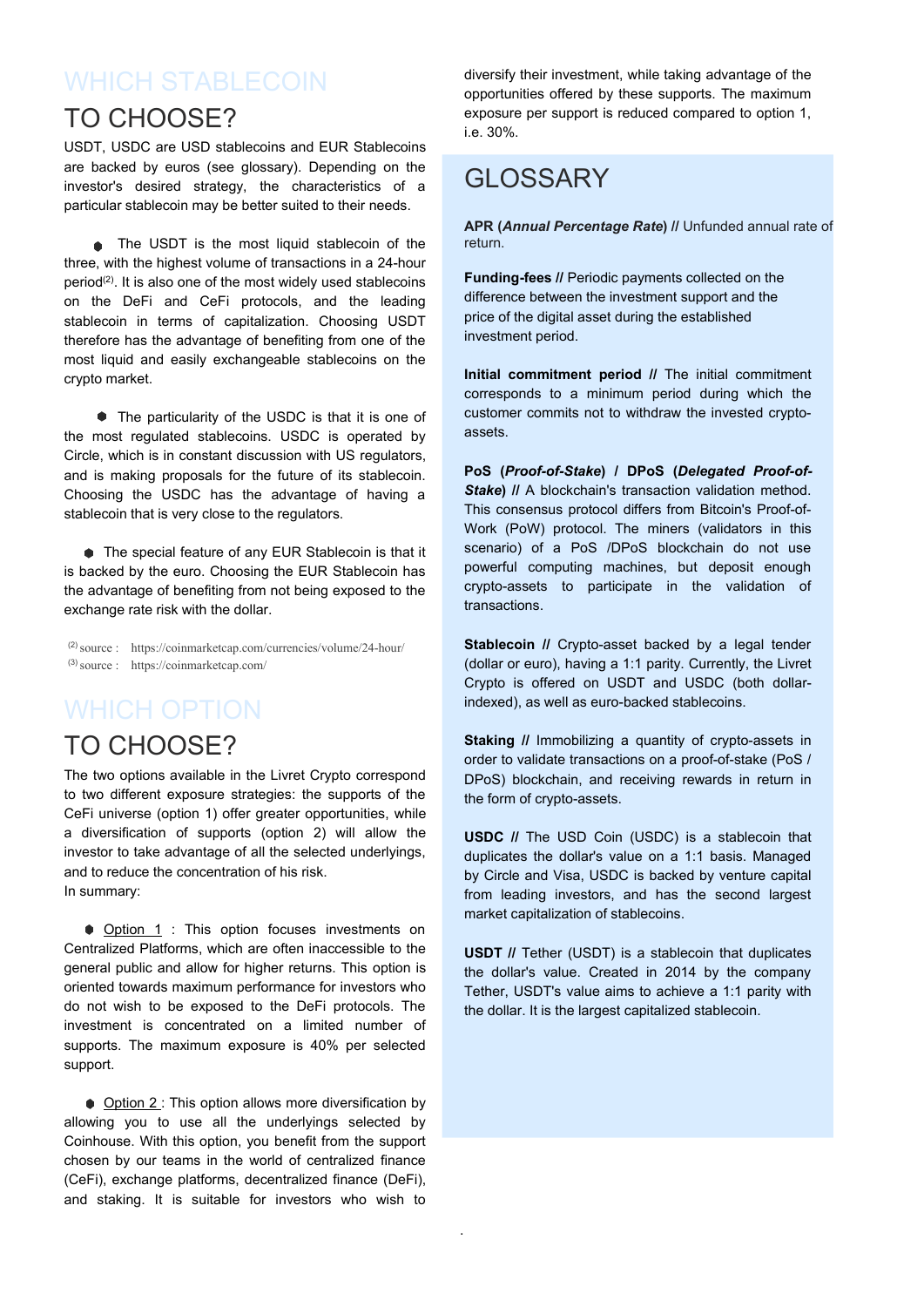## WHICH STABLECOIN TO CHOOSE?

USDT, USDC are USD stablecoins and EUR Stablecoins are backed by euros (see glossary). Depending on the investor's desired strategy, the characteristics of a particular stablecoin may be better suited to their needs.

- The USDT is the most liquid stablecoin of the three, with the highest volume of transactions in a 24-hour period[2]. It is also one of the most widely used stablecoins on the DeFi and CeFi protocols, and the leading stablecoin in terms of capitalization. Choosing USDT therefore has the advantage of benefiting from one of the most liquid and easily exchangeable stablecoins on the crypto market.

- The particularity of the USDC is that it is one of the most regulated stablecoins. USDC is operated by Circle, which is in constant discussion with US regulators, and is making proposals for the future of its stablecoin. Choosing the USDC has the advantage of having a stablecoin that is very close to the regulators.

- The special feature of any EUR Stablecoin is that it is backed by the euro. Choosing the EUR Stablecoin has the advantage of benefiting from not being exposed to the exchange rate risk with the dollar.

[2] source : https://coinmarketcap.com/currencies/volume/24-hour/
[3] source : https://coinmarketcap.com/

## WHICH OPTION TO CHOOSE?

The two options available in the Livret Crypto correspond to two different exposure strategies: the supports of the CeFi universe (option 1) offer greater opportunities, while a diversification of supports (option 2) will allow the investor to take advantage of all the selected underlyings, and to reduce the concentration of his risk.
In summary:

- Option 1 : This option focuses investments on Centralized Platforms, which are often inaccessible to the general public and allow for higher returns. This option is oriented towards maximum performance for investors who do not wish to be exposed to the DeFi protocols. The investment is concentrated on a limited number of supports. The maximum exposure is 40% per selected support.

- Option 2 : This option allows more diversification by allowing you to use all the underlyings selected by Coinhouse. With this option, you benefit from the support chosen by our teams in the world of centralized finance (CeFi), exchange platforms, decentralized finance (DeFi), and staking. It is suitable for investors who wish to diversify their investment, while taking advantage of the opportunities offered by these supports. The maximum exposure per support is reduced compared to option 1, i.e. 30%.

## GLOSSARY

**APR (*Annual Percentage Rate*) //** Unfunded annual rate of return.

**Funding-fees //** Periodic payments collected on the difference between the investment support and the price of the digital asset during the established investment period.

**Initial commitment period //** The initial commitment corresponds to a minimum period during which the customer commits not to withdraw the invested crypto-assets.

**PoS (*Proof-of-Stake*) / DPoS (*Delegated Proof-of-Stake*) //** A blockchain's transaction validation method. This consensus protocol differs from Bitcoin's Proof-of-Work (PoW) protocol. The miners (validators in this scenario) of a PoS /DPoS blockchain do not use powerful computing machines, but deposit enough crypto-assets to participate in the validation of transactions.

**Stablecoin //** Crypto-asset backed by a legal tender (dollar or euro), having a 1:1 parity. Currently, the Livret Crypto is offered on USDT and USDC (both dollar-indexed), as well as euro-backed stablecoins.

**Staking //** Immobilizing a quantity of crypto-assets in order to validate transactions on a proof-of-stake (PoS / DPoS) blockchain, and receiving rewards in return in the form of crypto-assets.

**USDC //** The USD Coin (USDC) is a stablecoin that duplicates the dollar's value on a 1:1 basis. Managed by Circle and Visa, USDC is backed by venture capital from leading investors, and has the second largest market capitalization of stablecoins.

**USDT //** Tether (USDT) is a stablecoin that duplicates the dollar's value. Created in 2014 by the company Tether, USDT's value aims to achieve a 1:1 parity with the dollar. It is the largest capitalized stablecoin.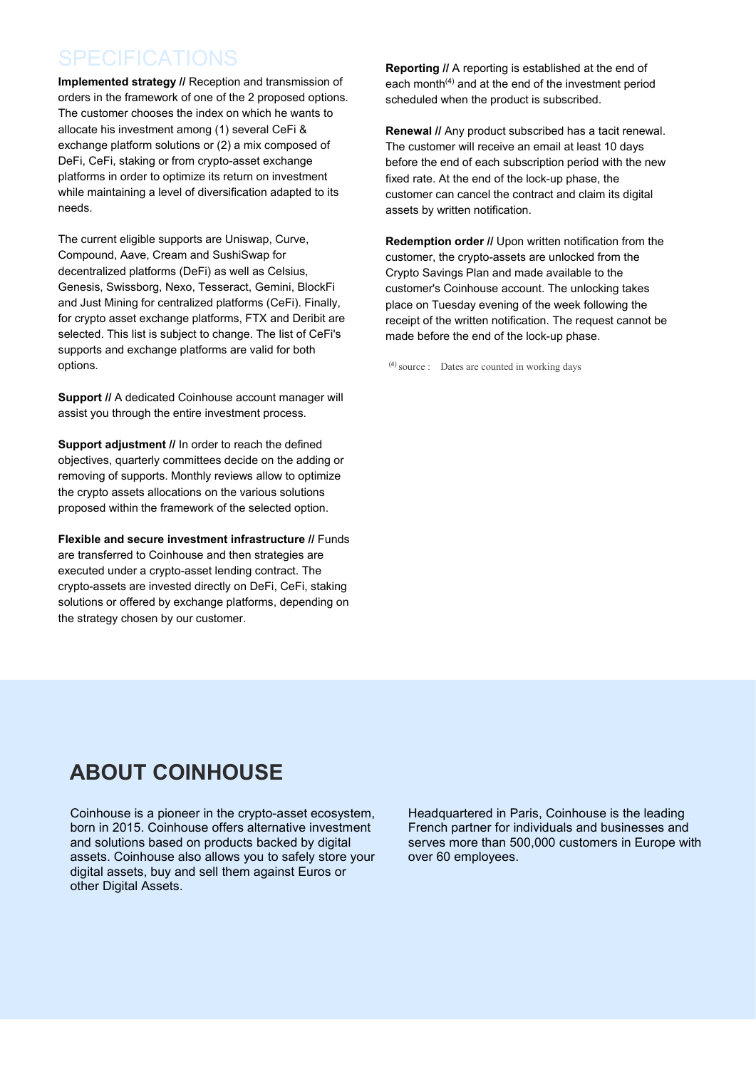## SPECIFICATIONS

**Implemented strategy //** Reception and transmission of orders in the framework of one of the 2 proposed options. The customer chooses the index on which he wants to allocate his investment among (1) several CeFi & exchange platform solutions or (2) a mix composed of DeFi, CeFi, staking or from crypto-asset exchange platforms in order to optimize its return on investment while maintaining a level of diversification adapted to its needs.

The current eligible supports are Uniswap, Curve, Compound, Aave, Cream and SushiSwap for decentralized platforms (DeFi) as well as Celsius, Genesis, Swissborg, Nexo, Tesseract, Gemini, BlockFi and Just Mining for centralized platforms (CeFi). Finally, for crypto asset exchange platforms, FTX and Deribit are selected. This list is subject to change. The list of CeFi's supports and exchange platforms are valid for both options.

**Support //** A dedicated Coinhouse account manager will assist you through the entire investment process.

**Support adjustment //** In order to reach the defined objectives, quarterly committees decide on the adding or removing of supports. Monthly reviews allow to optimize the crypto assets allocations on the various solutions proposed within the framework of the selected option.

**Flexible and secure investment infrastructure //** Funds are transferred to Coinhouse and then strategies are executed under a crypto-asset lending contract. The crypto-assets are invested directly on DeFi, CeFi, staking solutions or offered by exchange platforms, depending on the strategy chosen by our customer.

**Reporting //** A reporting is established at the end of each month[4] and at the end of the investment period scheduled when the product is subscribed.

**Renewal //** Any product subscribed has a tacit renewal. The customer will receive an email at least 10 days before the end of each subscription period with the new fixed rate. At the end of the lock-up phase, the customer can cancel the contract and claim its digital assets by written notification.

**Redemption order //** Upon written notification from the customer, the crypto-assets are unlocked from the Crypto Savings Plan and made available to the customer's Coinhouse account. The unlocking takes place on Tuesday evening of the week following the receipt of the written notification. The request cannot be made before the end of the lock-up phase.

[4] source : Dates are counted in working days

## ABOUT COINHOUSE

Coinhouse is a pioneer in the crypto-asset ecosystem, born in 2015. Coinhouse offers alternative investment and solutions based on products backed by digital assets. Coinhouse also allows you to safely store your digital assets, buy and sell them against Euros or other Digital Assets.

Headquartered in Paris, Coinhouse is the leading French partner for individuals and businesses and serves more than 500,000 customers in Europe with over 60 employees.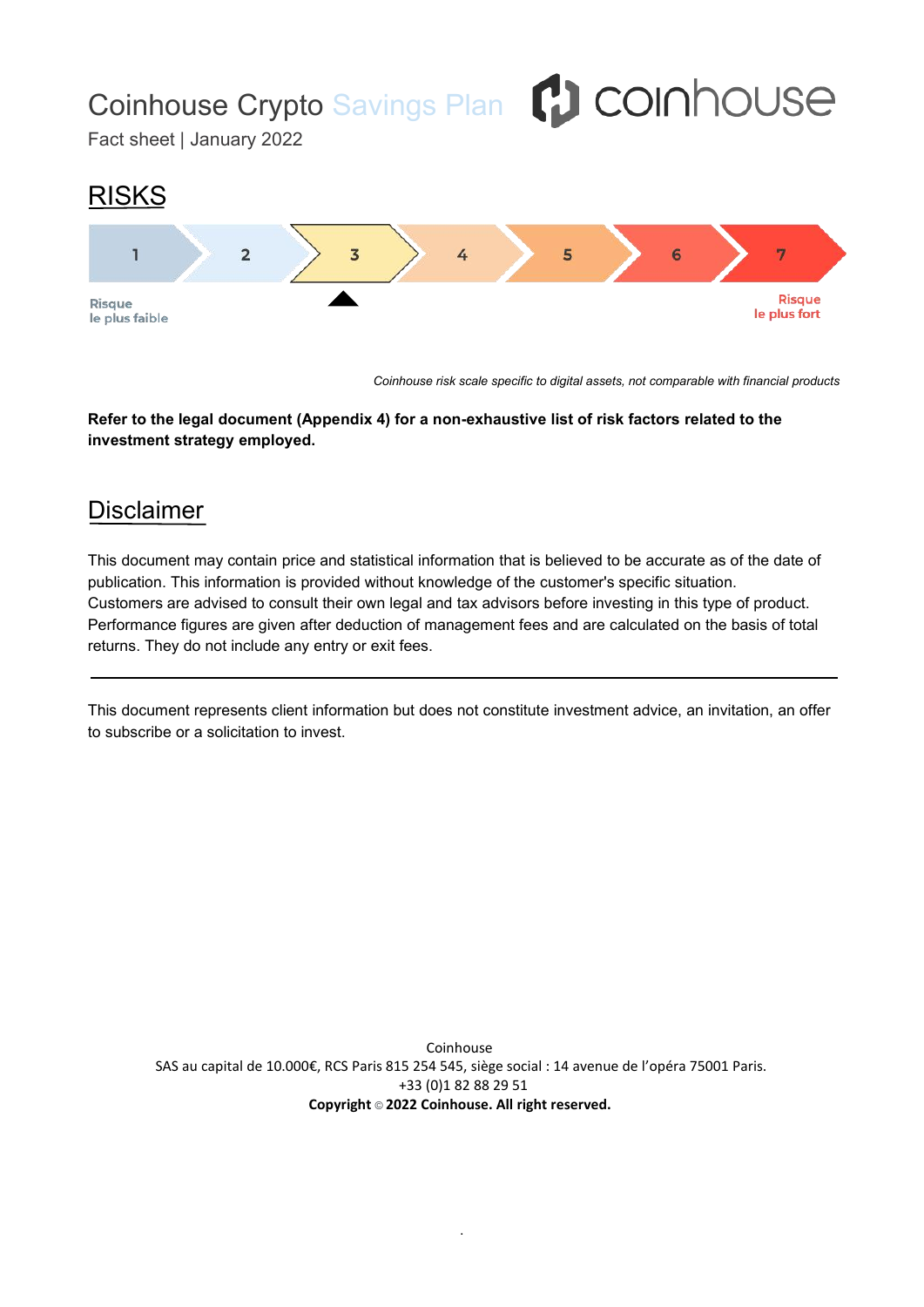# Coinhouse Crypto Savings Plan

Fact sheet | January 2022

## RISKS

1 2 3 4 5 6 7

Risque le plus faible

Risque le plus fort

*Coinhouse risk scale specific to digital assets, not comparable with financial products*

**Refer to the legal document (Appendix 4) for a non-exhaustive list of risk factors related to the investment strategy employed.**

## Disclaimer

This document may contain price and statistical information that is believed to be accurate as of the date of publication. This information is provided without knowledge of the customer's specific situation. Customers are advised to consult their own legal and tax advisors before investing in this type of product. Performance figures are given after deduction of management fees and are calculated on the basis of total returns. They do not include any entry or exit fees.

---

This document represents client information but does not constitute investment advice, an invitation, an offer to subscribe or a solicitation to invest.

Coinhouse
SAS au capital de 10.000€, RCS Paris 815 254 545, siège social : 14 avenue de l'opéra 75001 Paris.
+33 (0)1 82 88 29 51
**Copyright © 2022 Coinhouse. All right reserved.**